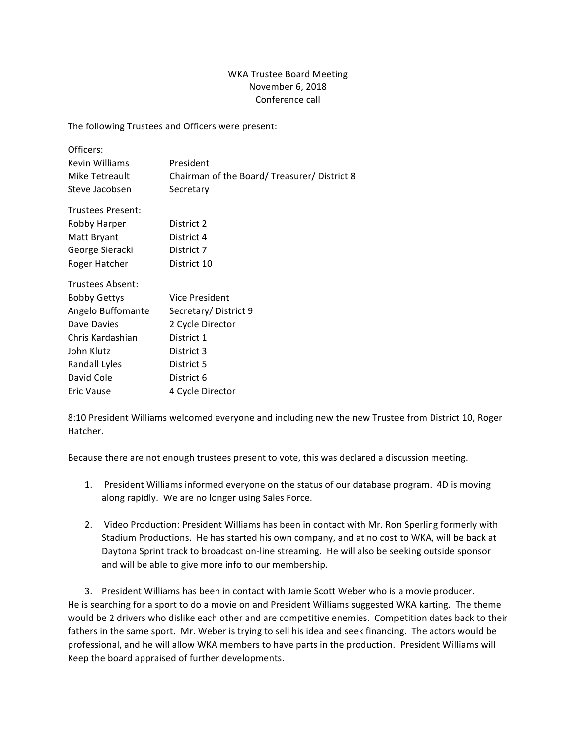WKA Trustee Board Meeting
November 6, 2018
Conference call

The following Trustees and Officers were present:

| Officers: | |
|---|---|
| Kevin Williams | President |
| Mike Tetreault | Chairman of the Board/ Treasurer/ District 8 |
| Steve Jacobsen | Secretary |

| Trustees Present: | |
|---|---|
| Robby Harper | District 2 |
| Matt Bryant | District 4 |
| George Sieracki | District 7 |
| Roger Hatcher | District 10 |

| Trustees Absent: | |
|---|---|
| Bobby Gettys | Vice President |
| Angelo Buffomante | Secretary/ District 9 |
| Dave Davies | 2 Cycle Director |
| Chris Kardashian | District 1 |
| John Klutz | District 3 |
| Randall Lyles | District 5 |
| David Cole | District 6 |
| Eric Vause | 4 Cycle Director |

8:10 President Williams welcomed everyone and including new the new Trustee from District 10, Roger Hatcher.

Because there are not enough trustees present to vote, this was declared a discussion meeting.

1. President Williams informed everyone on the status of our database program. 4D is moving along rapidly. We are no longer using Sales Force.

2. Video Production: President Williams has been in contact with Mr. Ron Sperling formerly with Stadium Productions. He has started his own company, and at no cost to WKA, will be back at Daytona Sprint track to broadcast on-line streaming. He will also be seeking outside sponsor and will be able to give more info to our membership.

3. President Williams has been in contact with Jamie Scott Weber who is a movie producer. He is searching for a sport to do a movie on and President Williams suggested WKA karting. The theme would be 2 drivers who dislike each other and are competitive enemies. Competition dates back to their fathers in the same sport. Mr. Weber is trying to sell his idea and seek financing. The actors would be professional, and he will allow WKA members to have parts in the production. President Williams will Keep the board appraised of further developments.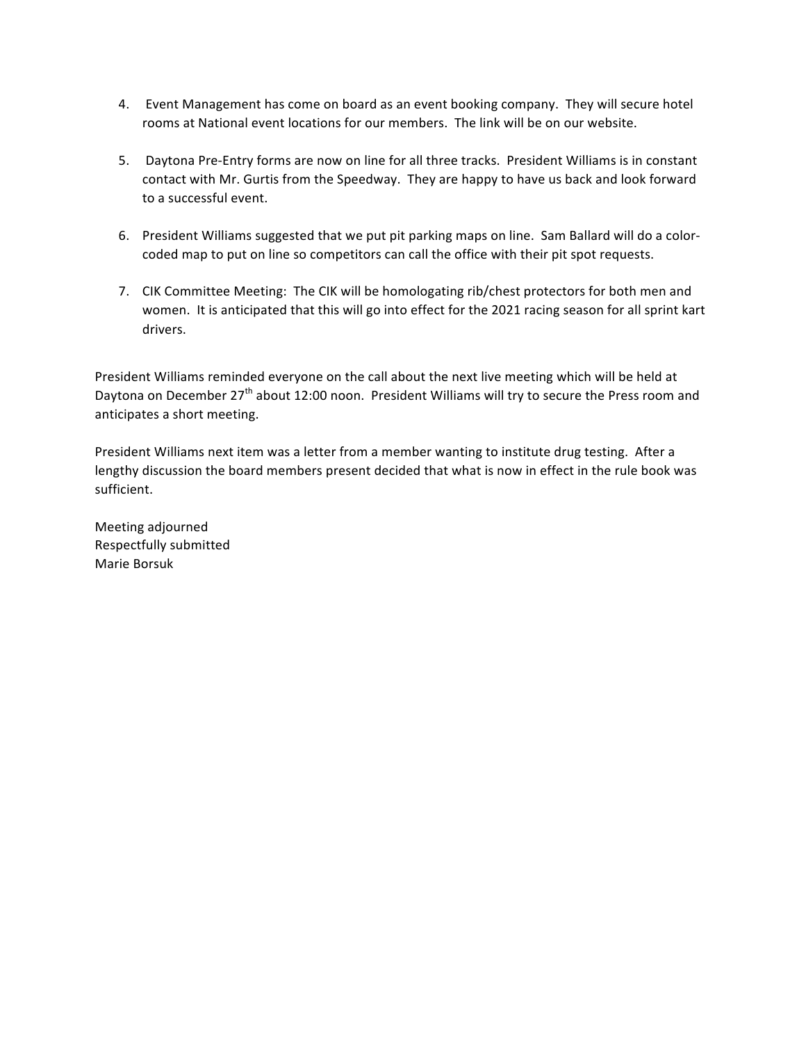4. Event Management has come on board as an event booking company. They will secure hotel rooms at National event locations for our members. The link will be on our website.

5. Daytona Pre-Entry forms are now on line for all three tracks. President Williams is in constant contact with Mr. Gurtis from the Speedway. They are happy to have us back and look forward to a successful event.

6. President Williams suggested that we put pit parking maps on line. Sam Ballard will do a color-coded map to put on line so competitors can call the office with their pit spot requests.

7. CIK Committee Meeting: The CIK will be homologating rib/chest protectors for both men and women. It is anticipated that this will go into effect for the 2021 racing season for all sprint kart drivers.

President Williams reminded everyone on the call about the next live meeting which will be held at Daytona on December 27th about 12:00 noon. President Williams will try to secure the Press room and anticipates a short meeting.

President Williams next item was a letter from a member wanting to institute drug testing. After a lengthy discussion the board members present decided that what is now in effect in the rule book was sufficient.

Meeting adjourned
Respectfully submitted
Marie Borsuk